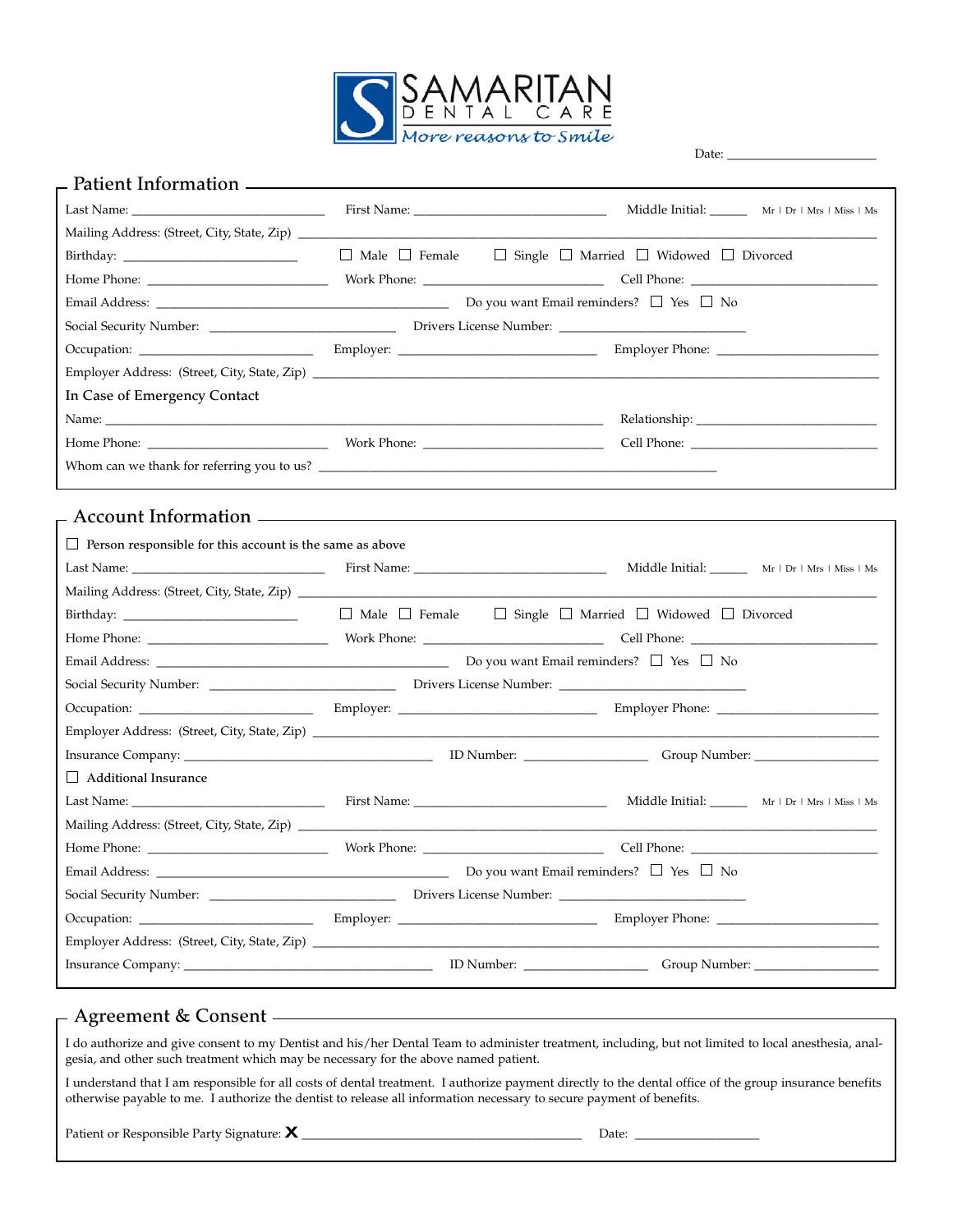# SAMARITAN

DENTAL CARE

*More reasons to Smile*

Date: ____________________

## Patient Information

Last Name: ______________________ First Name: ______________________ Middle Initial: _____ Mr | Dr | Mrs | Miss | Ms

Mailing Address: (Street, City, State, Zip) ____________________________________________

Birthday: ____________________ ☐ Male ☐ Female ☐ Single ☐ Married ☐ Widowed ☐ Divorced

Home Phone: ____________________ Work Phone: ____________________ Cell Phone: ____________________

Email Address: ______________________________ Do you want Email reminders? ☐ Yes ☐ No

Social Security Number: ____________________ Drivers License Number: ____________________

Occupation: ____________________ Employer: ____________________ Employer Phone: ____________________

Employer Address: (Street, City, State, Zip) ____________________________________________

In Case of Emergency Contact

Name: ____________________________________________ Relationship: ____________________

Home Phone: ____________________ Work Phone: ____________________ Cell Phone: ____________________

Whom can we thank for referring you to us? ____________________________________________

## Account Information

☐ Person responsible for this account is the same as above

Last Name: ______________________ First Name: ______________________ Middle Initial: _____ Mr | Dr | Mrs | Miss | Ms

Mailing Address: (Street, City, State, Zip) ____________________________________________

Birthday: ____________________ ☐ Male ☐ Female ☐ Single ☐ Married ☐ Widowed ☐ Divorced

Home Phone: ____________________ Work Phone: ____________________ Cell Phone: ____________________

Email Address: ______________________________ Do you want Email reminders? ☐ Yes ☐ No

Social Security Number: ____________________ Drivers License Number: ____________________

Occupation: ____________________ Employer: ____________________ Employer Phone: ____________________

Employer Address: (Street, City, State, Zip) ____________________________________________

Insurance Company: ______________________________ ID Number: ______________ Group Number: ______________

☐ Additional Insurance

Last Name: ______________________ First Name: ______________________ Middle Initial: _____ Mr | Dr | Mrs | Miss | Ms

Mailing Address: (Street, City, State, Zip) ____________________________________________

Home Phone: ____________________ Work Phone: ____________________ Cell Phone: ____________________

Email Address: ______________________________ Do you want Email reminders? ☐ Yes ☐ No

Social Security Number: ____________________ Drivers License Number: ____________________

Occupation: ____________________ Employer: ____________________ Employer Phone: ____________________

Employer Address: (Street, City, State, Zip) ____________________________________________

Insurance Company: ______________________________ ID Number: ______________ Group Number: ______________

## Agreement & Consent

I do authorize and give consent to my Dentist and his/her Dental Team to administer treatment, including, but not limited to local anesthesia, analgesia, and other such treatment which may be necessary for the above named patient.

I understand that I am responsible for all costs of dental treatment. I authorize payment directly to the dental office of the group insurance benefits otherwise payable to me. I authorize the dentist to release all information necessary to secure payment of benefits.

Patient or Responsible Party Signature: **X** ______________________________ Date: ______________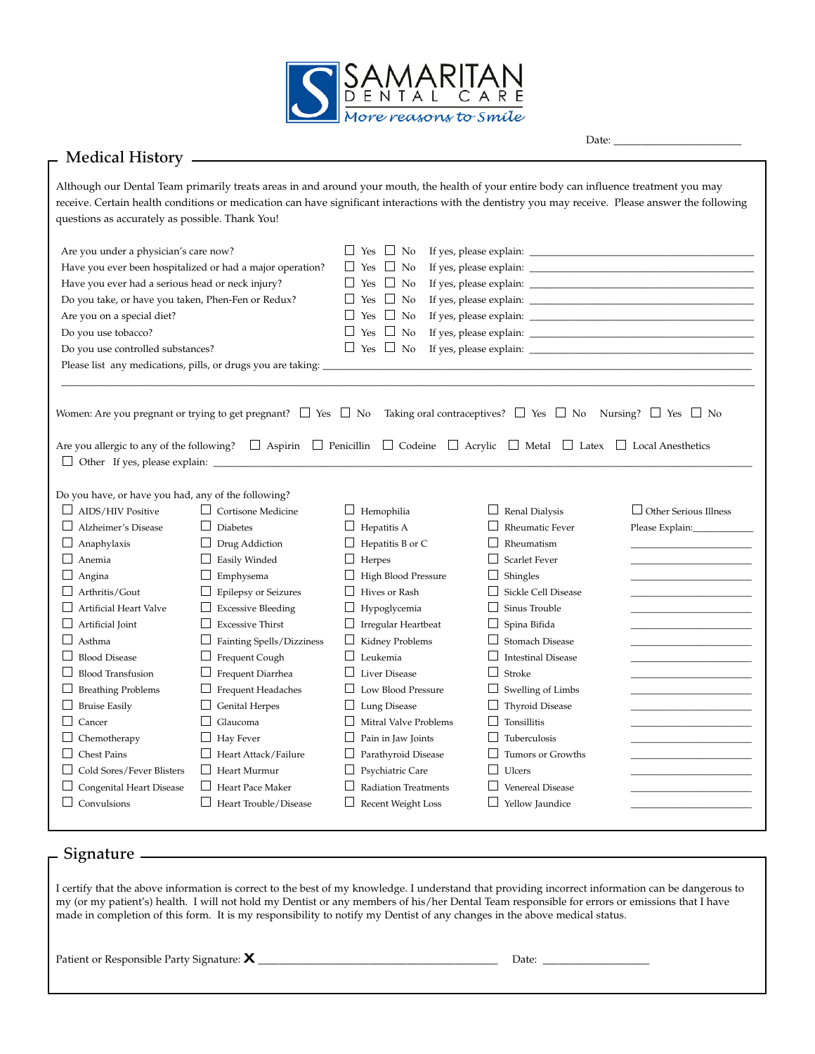SAMARITAN
DENTAL CARE
*More reasons to Smile*

Date: ______________________

## Medical History

Although our Dental Team primarily treats areas in and around your mouth, the health of your entire body can influence treatment you may receive. Certain health conditions or medication can have significant interactions with the dentistry you may receive. Please answer the following questions as accurately as possible. Thank You!

| | | | |
|---|---|---|---|
| Are you under a physician's care now? | ☐ Yes | ☐ No | If yes, please explain: ______________________ |
| Have you ever been hospitalized or had a major operation? | ☐ Yes | ☐ No | If yes, please explain: ______________________ |
| Have you ever had a serious head or neck injury? | ☐ Yes | ☐ No | If yes, please explain: ______________________ |
| Do you take, or have you taken, Phen-Fen or Redux? | ☐ Yes | ☐ No | If yes, please explain: ______________________ |
| Are you on a special diet? | ☐ Yes | ☐ No | If yes, please explain: ______________________ |
| Do you use tobacco? | ☐ Yes | ☐ No | If yes, please explain: ______________________ |
| Do you use controlled substances? | ☐ Yes | ☐ No | If yes, please explain: ______________________ |

Please list any medications, pills, or drugs you are taking: ______________________________________________

______________________________________________________________________________

Women: Are you pregnant or trying to get pregnant? ☐ Yes ☐ No Taking oral contraceptives? ☐ Yes ☐ No Nursing? ☐ Yes ☐ No

Are you allergic to any of the following? ☐ Aspirin ☐ Penicillin ☐ Codeine ☐ Acrylic ☐ Metal ☐ Latex ☐ Local Anesthetics
☐ Other If yes, please explain: ______________________________________________

Do you have, or have you had, any of the following?

| | | | | |
|---|---|---|---|---|
| ☐ AIDS/HIV Positive | ☐ Cortisone Medicine | ☐ Hemophilia | ☐ Renal Dialysis | ☐ Other Serious Illness |
| ☐ Alzheimer's Disease | ☐ Diabetes | ☐ Hepatitis A | ☐ Rheumatic Fever | Please Explain:____________ |
| ☐ Anaphylaxis | ☐ Drug Addiction | ☐ Hepatitis B or C | ☐ Rheumatism | ____________ |
| ☐ Anemia | ☐ Easily Winded | ☐ Herpes | ☐ Scarlet Fever | ____________ |
| ☐ Angina | ☐ Emphysema | ☐ High Blood Pressure | ☐ Shingles | ____________ |
| ☐ Arthritis/Gout | ☐ Epilepsy or Seizures | ☐ Hives or Rash | ☐ Sickle Cell Disease | ____________ |
| ☐ Artificial Heart Valve | ☐ Excessive Bleeding | ☐ Hypoglycemia | ☐ Sinus Trouble | ____________ |
| ☐ Artificial Joint | ☐ Excessive Thirst | ☐ Irregular Heartbeat | ☐ Spina Bifida | ____________ |
| ☐ Asthma | ☐ Fainting Spells/Dizziness | ☐ Kidney Problems | ☐ Stomach Disease | ____________ |
| ☐ Blood Disease | ☐ Frequent Cough | ☐ Leukemia | ☐ Intestinal Disease | ____________ |
| ☐ Blood Transfusion | ☐ Frequent Diarrhea | ☐ Liver Disease | ☐ Stroke | ____________ |
| ☐ Breathing Problems | ☐ Frequent Headaches | ☐ Low Blood Pressure | ☐ Swelling of Limbs | ____________ |
| ☐ Bruise Easily | ☐ Genital Herpes | ☐ Lung Disease | ☐ Thyroid Disease | ____________ |
| ☐ Cancer | ☐ Glaucoma | ☐ Mitral Valve Problems | ☐ Tonsillitis | ____________ |
| ☐ Chemotherapy | ☐ Hay Fever | ☐ Pain in Jaw Joints | ☐ Tuberculosis | ____________ |
| ☐ Chest Pains | ☐ Heart Attack/Failure | ☐ Parathyroid Disease | ☐ Tumors or Growths | ____________ |
| ☐ Cold Sores/Fever Blisters | ☐ Heart Murmur | ☐ Psychiatric Care | ☐ Ulcers | ____________ |
| ☐ Congenital Heart Disease | ☐ Heart Pace Maker | ☐ Radiation Treatments | ☐ Venereal Disease | ____________ |
| ☐ Convulsions | ☐ Heart Trouble/Disease | ☐ Recent Weight Loss | ☐ Yellow Jaundice | ____________ |

## Signature

I certify that the above information is correct to the best of my knowledge. I understand that providing incorrect information can be dangerous to my (or my patient's) health. I will not hold my Dentist or any members of his/her Dental Team responsible for errors or emissions that I have made in completion of this form. It is my responsibility to notify my Dentist of any changes in the above medical status.

Patient or Responsible Party Signature: **X** ______________________________ Date: ______________